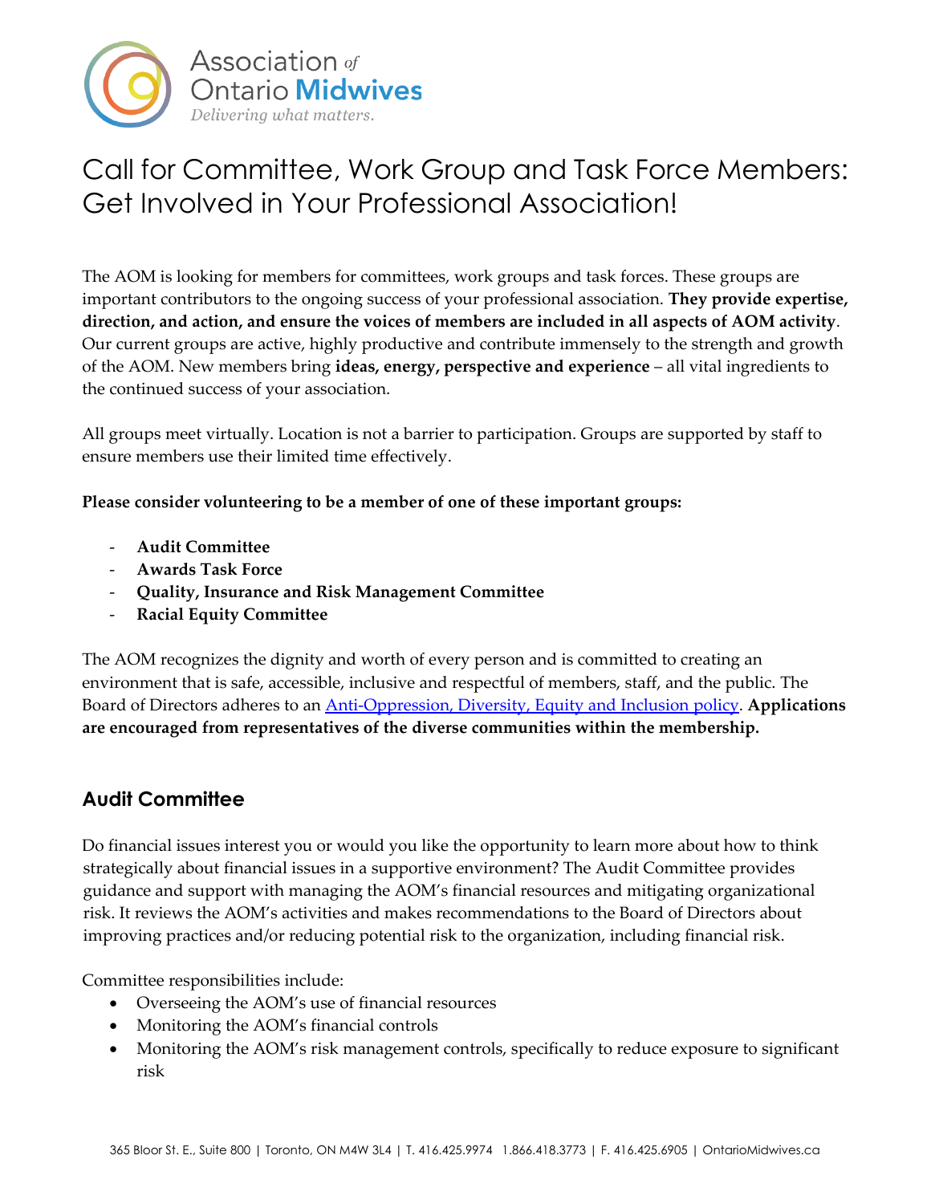Association of Ontario Midwives

*Delivering what matters.*

# Call for Committee, Work Group and Task Force Members: Get Involved in Your Professional Association!

The AOM is looking for members for committees, work groups and task forces. These groups are important contributors to the ongoing success of your professional association. **They provide expertise, direction, and action, and ensure the voices of members are included in all aspects of AOM activity**. Our current groups are active, highly productive and contribute immensely to the strength and growth of the AOM. New members bring **ideas, energy, perspective and experience** – all vital ingredients to the continued success of your association.

All groups meet virtually. Location is not a barrier to participation. Groups are supported by staff to ensure members use their limited time effectively.

**Please consider volunteering to be a member of one of these important groups:**

- **Audit Committee**
- **Awards Task Force**
- **Quality, Insurance and Risk Management Committee**
- **Racial Equity Committee**

The AOM recognizes the dignity and worth of every person and is committed to creating an environment that is safe, accessible, inclusive and respectful of members, staff, and the public. The Board of Directors adheres to an Anti-Oppression, Diversity, Equity and Inclusion policy. **Applications are encouraged from representatives of the diverse communities within the membership.**

## Audit Committee

Do financial issues interest you or would you like the opportunity to learn more about how to think strategically about financial issues in a supportive environment? The Audit Committee provides guidance and support with managing the AOM's financial resources and mitigating organizational risk. It reviews the AOM's activities and makes recommendations to the Board of Directors about improving practices and/or reducing potential risk to the organization, including financial risk.

Committee responsibilities include:

- Overseeing the AOM's use of financial resources
- Monitoring the AOM's financial controls
- Monitoring the AOM's risk management controls, specifically to reduce exposure to significant risk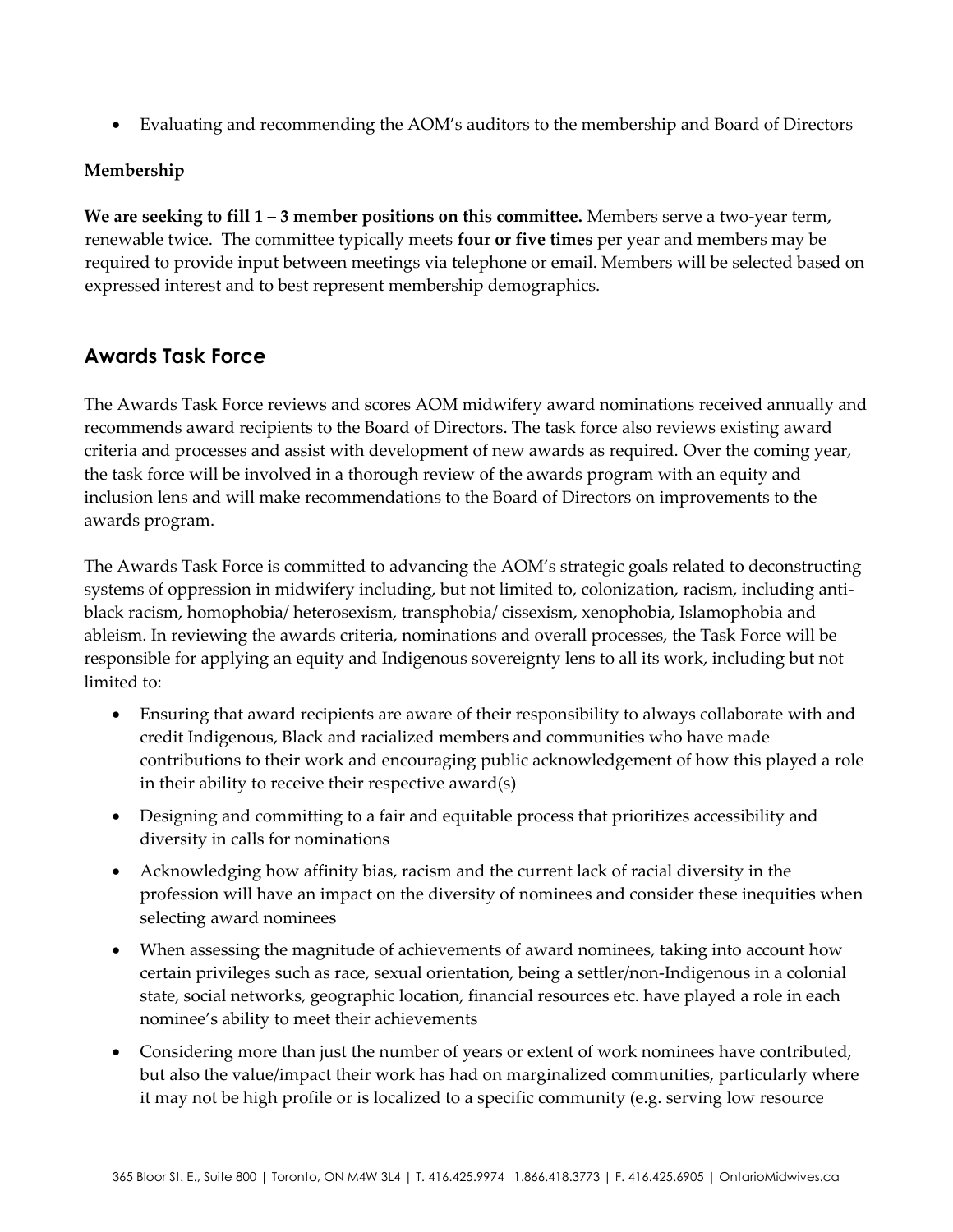- Evaluating and recommending the AOM's auditors to the membership and Board of Directors

**Membership**

**We are seeking to fill 1 – 3 member positions on this committee.** Members serve a two-year term, renewable twice. The committee typically meets **four or five times** per year and members may be required to provide input between meetings via telephone or email. Members will be selected based on expressed interest and to best represent membership demographics.

## Awards Task Force

The Awards Task Force reviews and scores AOM midwifery award nominations received annually and recommends award recipients to the Board of Directors. The task force also reviews existing award criteria and processes and assist with development of new awards as required. Over the coming year, the task force will be involved in a thorough review of the awards program with an equity and inclusion lens and will make recommendations to the Board of Directors on improvements to the awards program.

The Awards Task Force is committed to advancing the AOM's strategic goals related to deconstructing systems of oppression in midwifery including, but not limited to, colonization, racism, including anti-black racism, homophobia/ heterosexism, transphobia/ cissexism, xenophobia, Islamophobia and ableism. In reviewing the awards criteria, nominations and overall processes, the Task Force will be responsible for applying an equity and Indigenous sovereignty lens to all its work, including but not limited to:

- Ensuring that award recipients are aware of their responsibility to always collaborate with and credit Indigenous, Black and racialized members and communities who have made contributions to their work and encouraging public acknowledgement of how this played a role in their ability to receive their respective award(s)
- Designing and committing to a fair and equitable process that prioritizes accessibility and diversity in calls for nominations
- Acknowledging how affinity bias, racism and the current lack of racial diversity in the profession will have an impact on the diversity of nominees and consider these inequities when selecting award nominees
- When assessing the magnitude of achievements of award nominees, taking into account how certain privileges such as race, sexual orientation, being a settler/non-Indigenous in a colonial state, social networks, geographic location, financial resources etc. have played a role in each nominee's ability to meet their achievements
- Considering more than just the number of years or extent of work nominees have contributed, but also the value/impact their work has had on marginalized communities, particularly where it may not be high profile or is localized to a specific community (e.g. serving low resource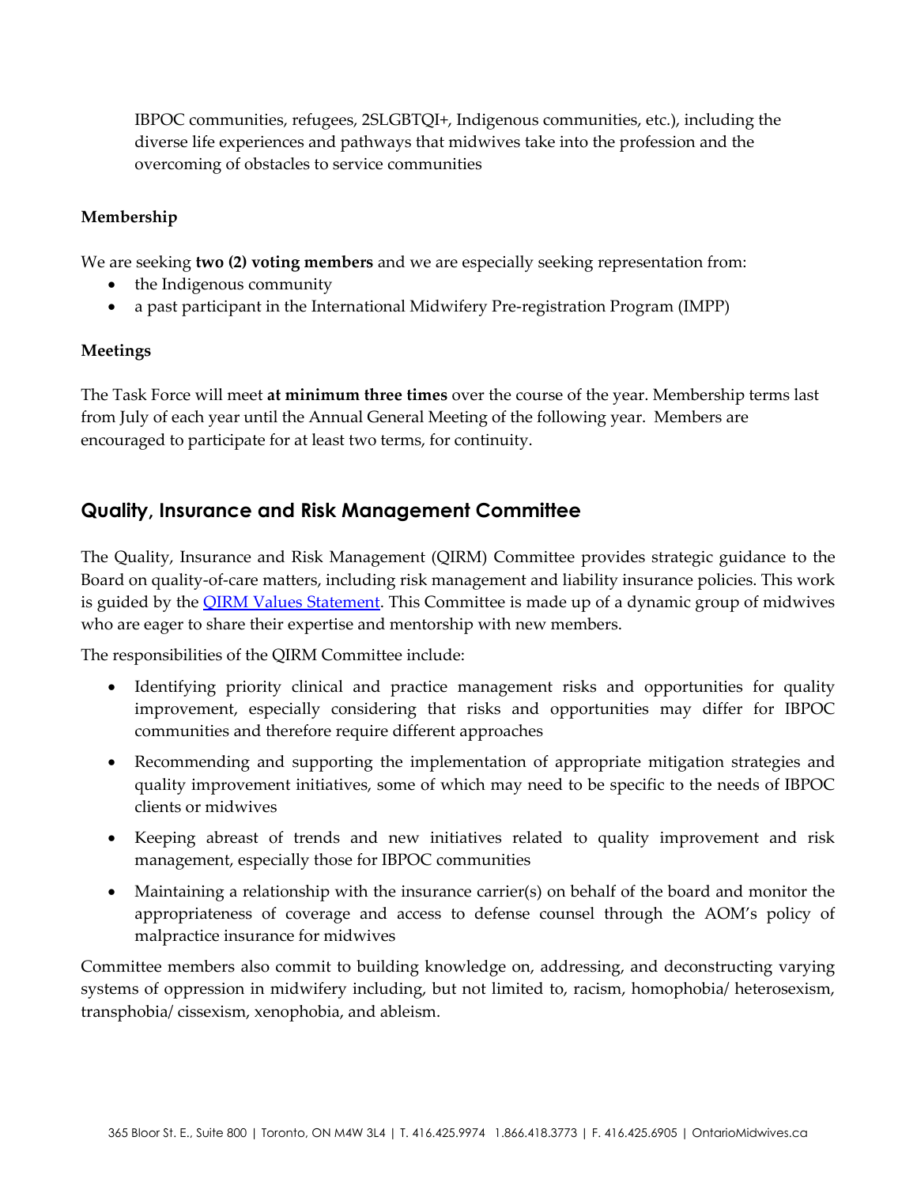IBPOC communities, refugees, 2SLGBTQI+, Indigenous communities, etc.), including the diverse life experiences and pathways that midwives take into the profession and the overcoming of obstacles to service communities

**Membership**

We are seeking **two (2) voting members** and we are especially seeking representation from:

- the Indigenous community
- a past participant in the International Midwifery Pre-registration Program (IMPP)

**Meetings**

The Task Force will meet **at minimum three times** over the course of the year. Membership terms last from July of each year until the Annual General Meeting of the following year. Members are encouraged to participate for at least two terms, for continuity.

## Quality, Insurance and Risk Management Committee

The Quality, Insurance and Risk Management (QIRM) Committee provides strategic guidance to the Board on quality-of-care matters, including risk management and liability insurance policies. This work is guided by the QIRM Values Statement. This Committee is made up of a dynamic group of midwives who are eager to share their expertise and mentorship with new members.

The responsibilities of the QIRM Committee include:

- Identifying priority clinical and practice management risks and opportunities for quality improvement, especially considering that risks and opportunities may differ for IBPOC communities and therefore require different approaches
- Recommending and supporting the implementation of appropriate mitigation strategies and quality improvement initiatives, some of which may need to be specific to the needs of IBPOC clients or midwives
- Keeping abreast of trends and new initiatives related to quality improvement and risk management, especially those for IBPOC communities
- Maintaining a relationship with the insurance carrier(s) on behalf of the board and monitor the appropriateness of coverage and access to defense counsel through the AOM's policy of malpractice insurance for midwives

Committee members also commit to building knowledge on, addressing, and deconstructing varying systems of oppression in midwifery including, but not limited to, racism, homophobia/ heterosexism, transphobia/ cissexism, xenophobia, and ableism.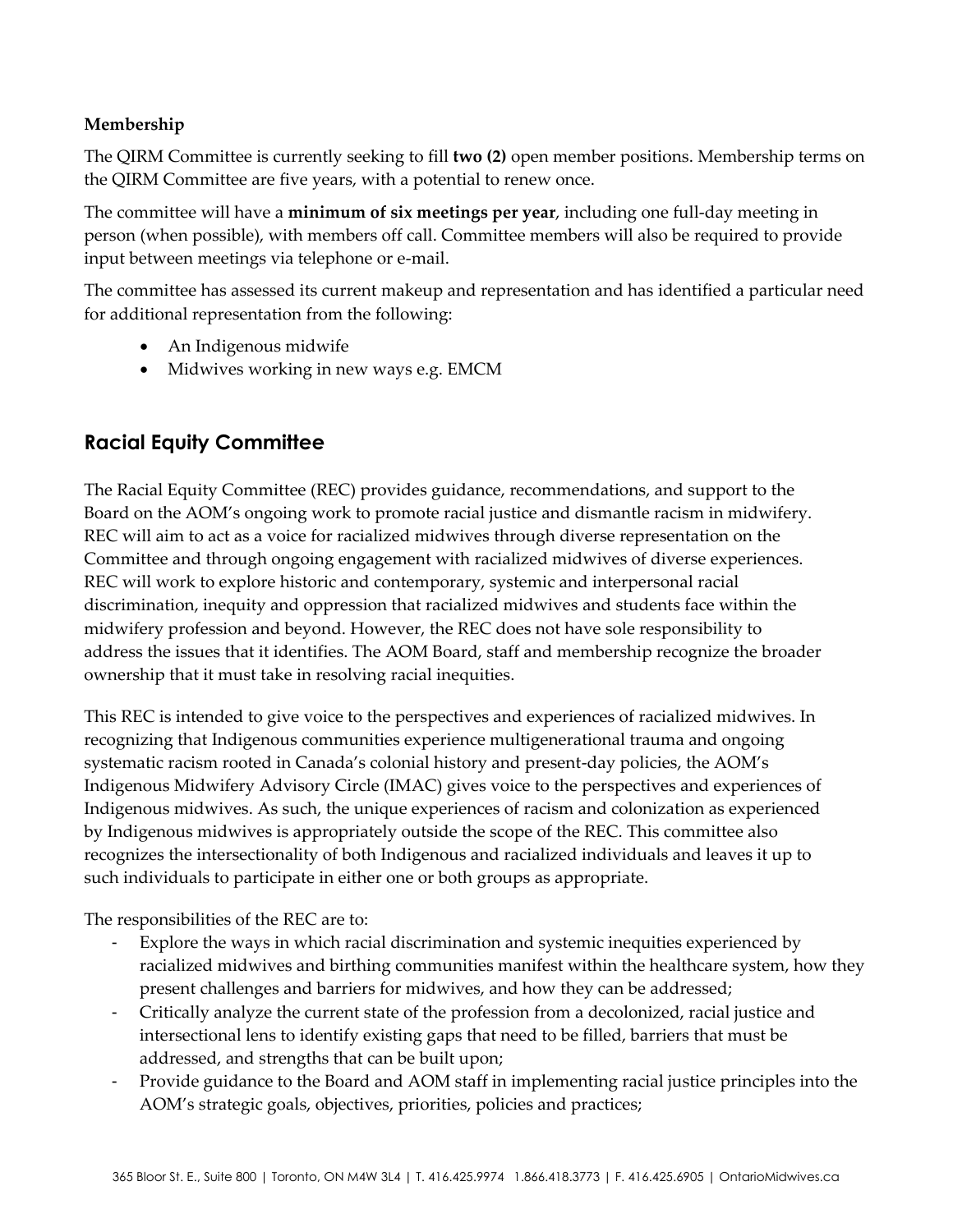**Membership**

The QIRM Committee is currently seeking to fill **two (2)** open member positions. Membership terms on the QIRM Committee are five years, with a potential to renew once.

The committee will have a **minimum of six meetings per year**, including one full-day meeting in person (when possible), with members off call. Committee members will also be required to provide input between meetings via telephone or e-mail.

The committee has assessed its current makeup and representation and has identified a particular need for additional representation from the following:

- An Indigenous midwife
- Midwives working in new ways e.g. EMCM

## Racial Equity Committee

The Racial Equity Committee (REC) provides guidance, recommendations, and support to the Board on the AOM's ongoing work to promote racial justice and dismantle racism in midwifery. REC will aim to act as a voice for racialized midwives through diverse representation on the Committee and through ongoing engagement with racialized midwives of diverse experiences. REC will work to explore historic and contemporary, systemic and interpersonal racial discrimination, inequity and oppression that racialized midwives and students face within the midwifery profession and beyond. However, the REC does not have sole responsibility to address the issues that it identifies. The AOM Board, staff and membership recognize the broader ownership that it must take in resolving racial inequities.

This REC is intended to give voice to the perspectives and experiences of racialized midwives. In recognizing that Indigenous communities experience multigenerational trauma and ongoing systematic racism rooted in Canada's colonial history and present-day policies, the AOM's Indigenous Midwifery Advisory Circle (IMAC) gives voice to the perspectives and experiences of Indigenous midwives. As such, the unique experiences of racism and colonization as experienced by Indigenous midwives is appropriately outside the scope of the REC. This committee also recognizes the intersectionality of both Indigenous and racialized individuals and leaves it up to such individuals to participate in either one or both groups as appropriate.

The responsibilities of the REC are to:

- Explore the ways in which racial discrimination and systemic inequities experienced by racialized midwives and birthing communities manifest within the healthcare system, how they present challenges and barriers for midwives, and how they can be addressed;
- Critically analyze the current state of the profession from a decolonized, racial justice and intersectional lens to identify existing gaps that need to be filled, barriers that must be addressed, and strengths that can be built upon;
- Provide guidance to the Board and AOM staff in implementing racial justice principles into the AOM's strategic goals, objectives, priorities, policies and practices;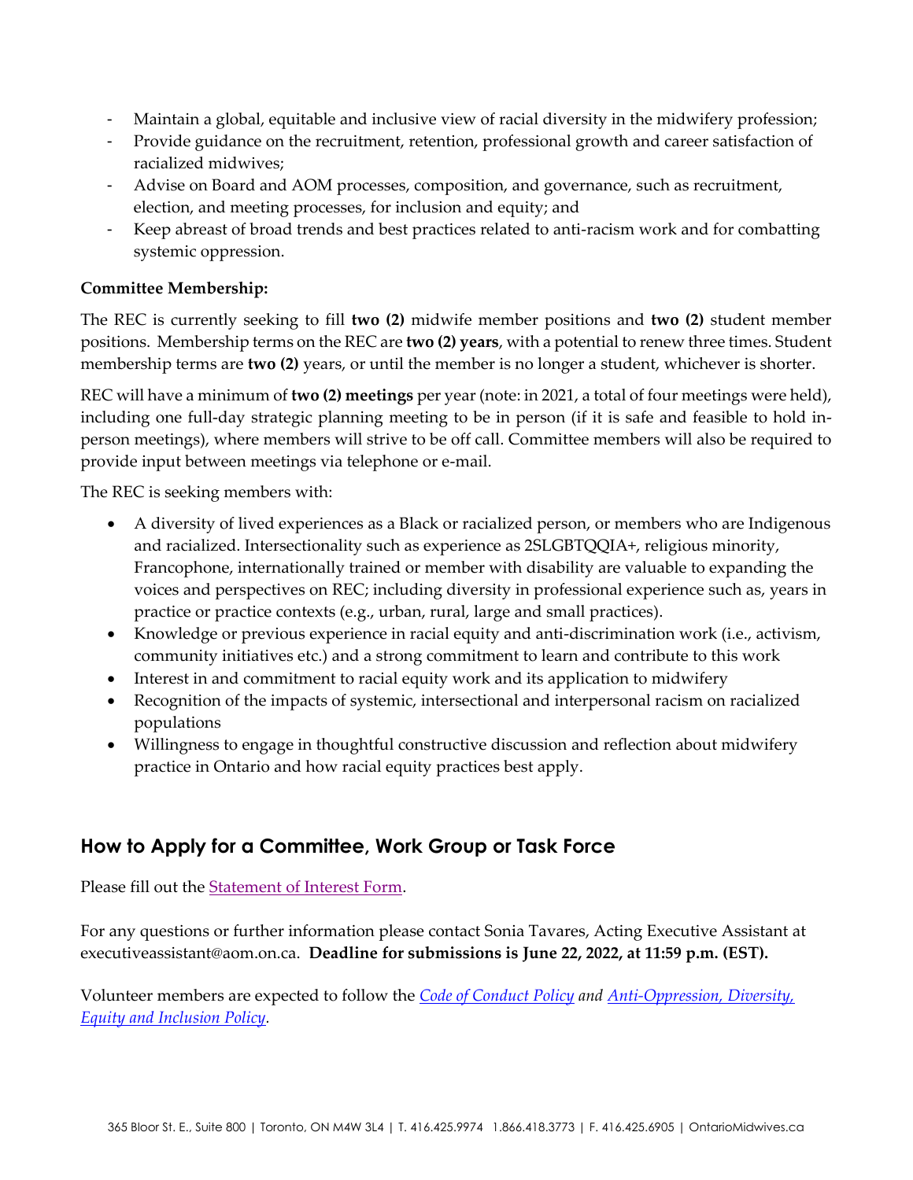- Maintain a global, equitable and inclusive view of racial diversity in the midwifery profession;
- Provide guidance on the recruitment, retention, professional growth and career satisfaction of racialized midwives;
- Advise on Board and AOM processes, composition, and governance, such as recruitment, election, and meeting processes, for inclusion and equity; and
- Keep abreast of broad trends and best practices related to anti-racism work and for combatting systemic oppression.

**Committee Membership:**

The REC is currently seeking to fill **two (2)** midwife member positions and **two (2)** student member positions. Membership terms on the REC are **two (2) years**, with a potential to renew three times. Student membership terms are **two (2)** years, or until the member is no longer a student, whichever is shorter.

REC will have a minimum of **two (2) meetings** per year (note: in 2021, a total of four meetings were held), including one full-day strategic planning meeting to be in person (if it is safe and feasible to hold in-person meetings), where members will strive to be off call. Committee members will also be required to provide input between meetings via telephone or e-mail.

The REC is seeking members with:

- A diversity of lived experiences as a Black or racialized person, or members who are Indigenous and racialized. Intersectionality such as experience as 2SLGBTQQIA+, religious minority, Francophone, internationally trained or member with disability are valuable to expanding the voices and perspectives on REC; including diversity in professional experience such as, years in practice or practice contexts (e.g., urban, rural, large and small practices).
- Knowledge or previous experience in racial equity and anti-discrimination work (i.e., activism, community initiatives etc.) and a strong commitment to learn and contribute to this work
- Interest in and commitment to racial equity work and its application to midwifery
- Recognition of the impacts of systemic, intersectional and interpersonal racism on racialized populations
- Willingness to engage in thoughtful constructive discussion and reflection about midwifery practice in Ontario and how racial equity practices best apply.

## How to Apply for a Committee, Work Group or Task Force

Please fill out the Statement of Interest Form.

For any questions or further information please contact Sonia Tavares, Acting Executive Assistant at executiveassistant@aom.on.ca. **Deadline for submissions is June 22, 2022, at 11:59 p.m. (EST).**

Volunteer members are expected to follow the *Code of Conduct Policy and Anti-Oppression, Diversity, Equity and Inclusion Policy*.